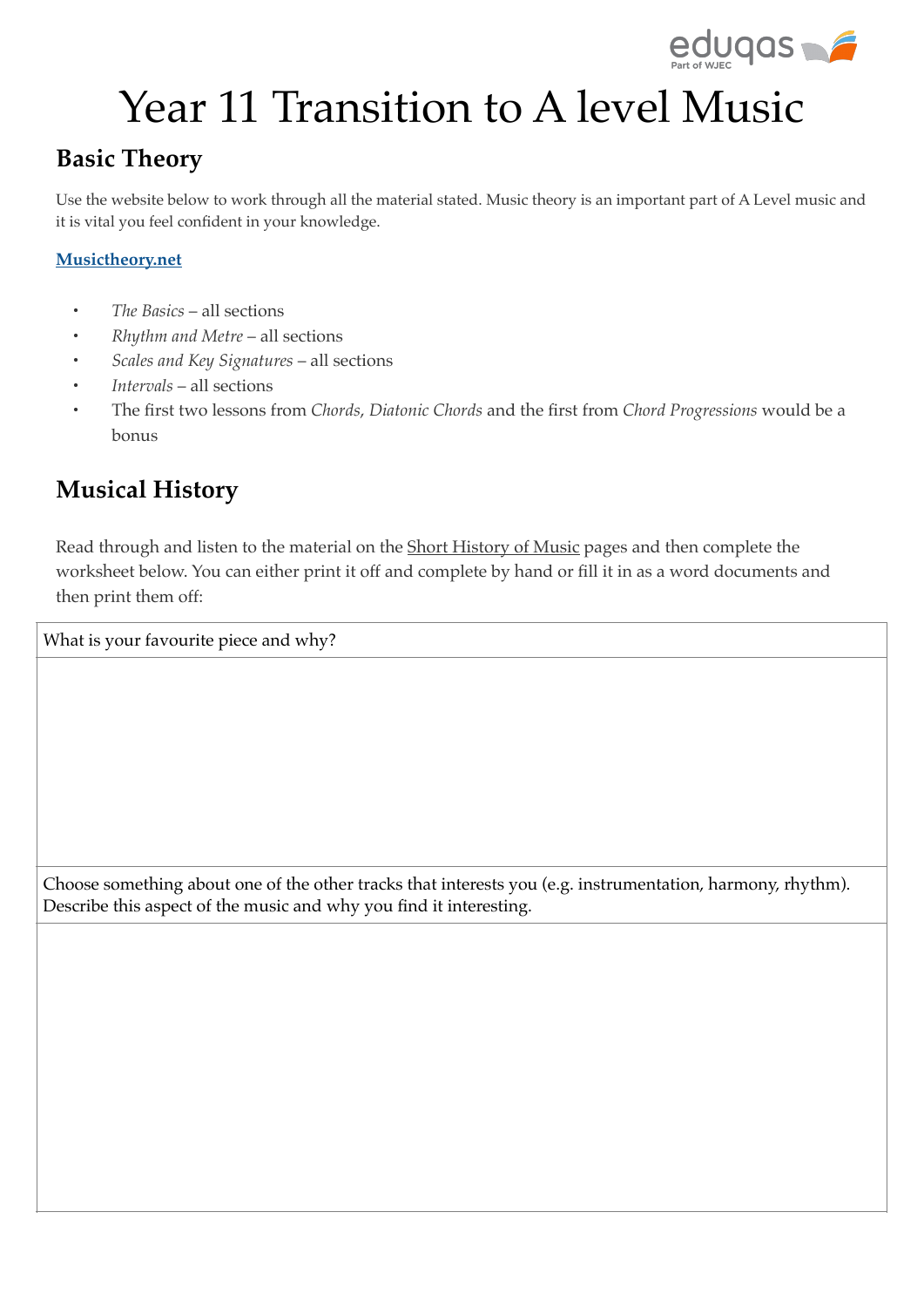# Year 11 Transition to A level Music

## Basic Theory

Use the website below to work through all the material stated. Music theory is an important part of A Level music and it is vital you feel confident in your knowledge.

**Musictheory.net**

- *The Basics* – all sections
- *Rhythm and Metre* – all sections
- *Scales and Key Signatures* – all sections
- *Intervals* – all sections
- The first two lessons from *Chords*, *Diatonic Chords* and the first from *Chord Progressions* would be a bonus

## Musical History

Read through and listen to the material on the Short History of Music pages and then complete the worksheet below. You can either print it off and complete by hand or fill it in as a word documents and then print them off:

| What is your favourite piece and why? |
| --- |
| |
| Choose something about one of the other tracks that interests you (e.g. instrumentation, harmony, rhythm). Describe this aspect of the music and why you find it interesting. |
| |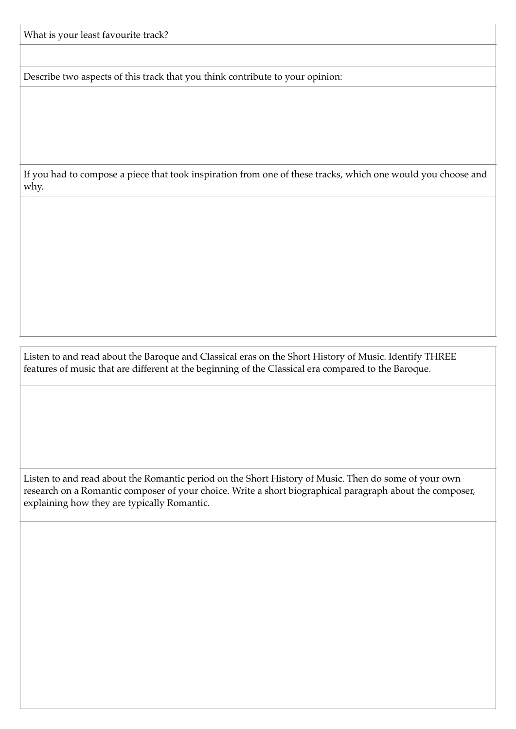| What is your least favourite track? |
| --- |
| |
| Describe two aspects of this track that you think contribute to your opinion: |
| |
| If you had to compose a piece that took inspiration from one of these tracks, which one would you choose and why. |
| |

| Listen to and read about the Baroque and Classical eras on the Short History of Music. Identify THREE features of music that are different at the beginning of the Classical era compared to the Baroque. |
| --- |
| |
| Listen to and read about the Romantic period on the Short History of Music. Then do some of your own research on a Romantic composer of your choice. Write a short biographical paragraph about the composer, explaining how they are typically Romantic. |
| |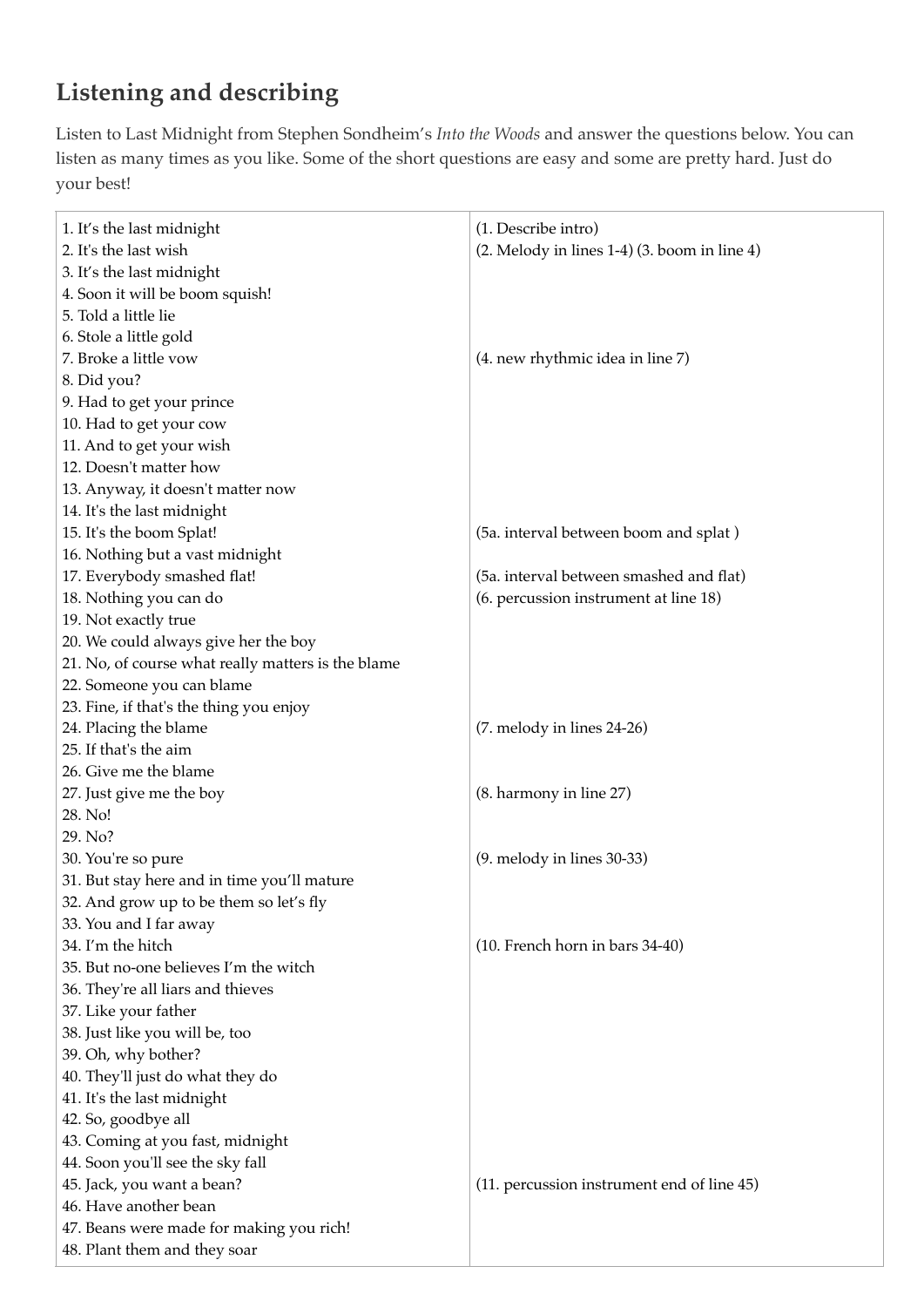## Listening and describing

Listen to Last Midnight from Stephen Sondheim's *Into the Woods* and answer the questions below. You can listen as many times as you like. Some of the short questions are easy and some are pretty hard. Just do your best!

| | |
|---|---|
| 1. It's the last midnight | (1. Describe intro) |
| 2. It's the last wish | (2. Melody in lines 1-4) (3. boom in line 4) |
| 3. It's the last midnight | |
| 4. Soon it will be boom squish! | |
| 5. Told a little lie | |
| 6. Stole a little gold | |
| 7. Broke a little vow | (4. new rhythmic idea in line 7) |
| 8. Did you? | |
| 9. Had to get your prince | |
| 10. Had to get your cow | |
| 11. And to get your wish | |
| 12. Doesn't matter how | |
| 13. Anyway, it doesn't matter now | |
| 14. It's the last midnight | |
| 15. It's the boom Splat! | (5a. interval between boom and splat ) |
| 16. Nothing but a vast midnight | |
| 17. Everybody smashed flat! | (5a. interval between smashed and flat) |
| 18. Nothing you can do | (6. percussion instrument at line 18) |
| 19. Not exactly true | |
| 20. We could always give her the boy | |
| 21. No, of course what really matters is the blame | |
| 22. Someone you can blame | |
| 23. Fine, if that's the thing you enjoy | |
| 24. Placing the blame | (7. melody in lines 24-26) |
| 25. If that's the aim | |
| 26. Give me the blame | |
| 27. Just give me the boy | (8. harmony in line 27) |
| 28. No! | |
| 29. No? | |
| 30. You're so pure | (9. melody in lines 30-33) |
| 31. But stay here and in time you'll mature | |
| 32. And grow up to be them so let's fly | |
| 33. You and I far away | |
| 34. I'm the hitch | (10. French horn in bars 34-40) |
| 35. But no-one believes I'm the witch | |
| 36. They're all liars and thieves | |
| 37. Like your father | |
| 38. Just like you will be, too | |
| 39. Oh, why bother? | |
| 40. They'll just do what they do | |
| 41. It's the last midnight | |
| 42. So, goodbye all | |
| 43. Coming at you fast, midnight | |
| 44. Soon you'll see the sky fall | |
| 45. Jack, you want a bean? | (11. percussion instrument end of line 45) |
| 46. Have another bean | |
| 47. Beans were made for making you rich! | |
| 48. Plant them and they soar | |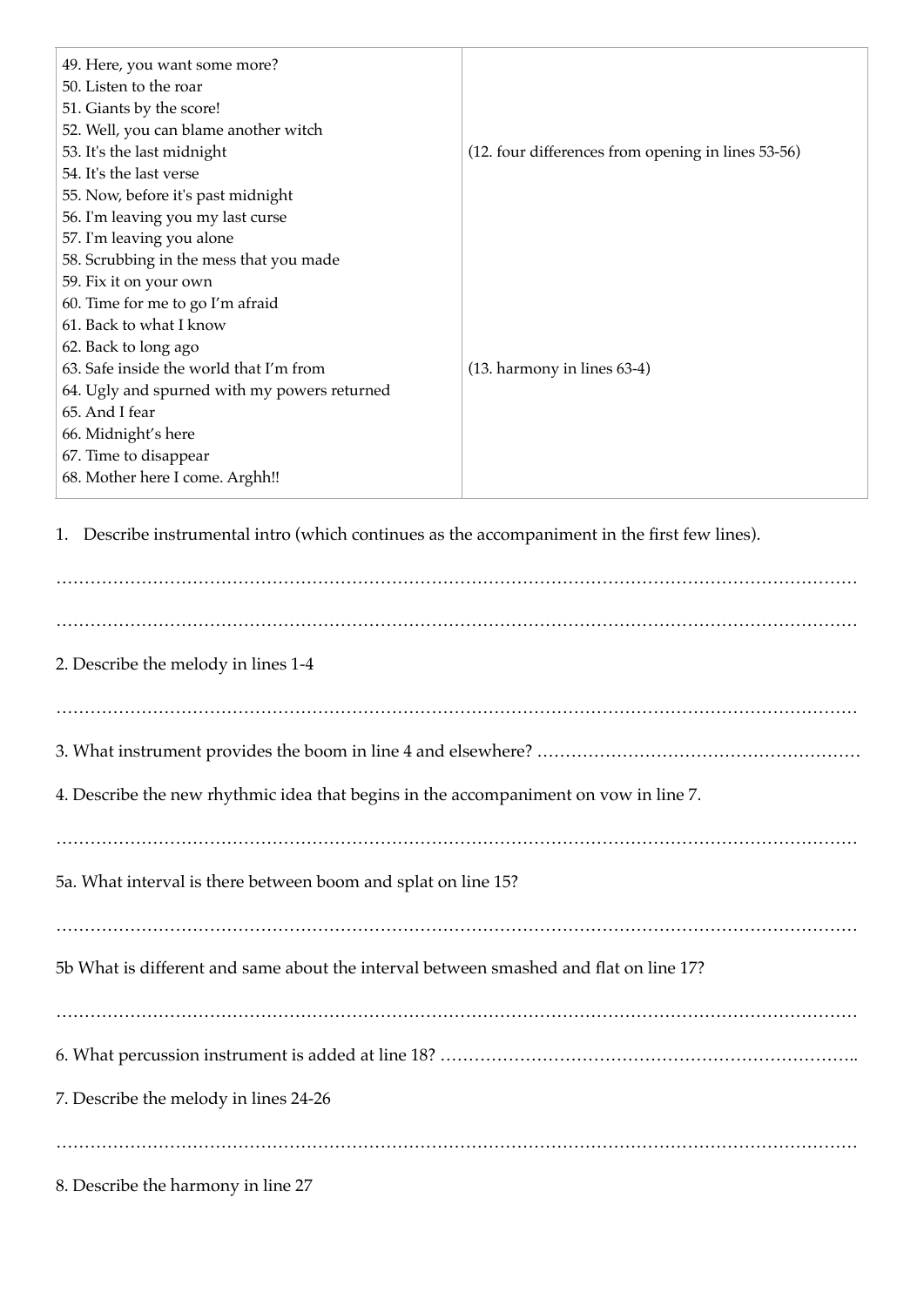| | |
|---|---|
| 49. Here, you want some more?<br>50. Listen to the roar<br>51. Giants by the score!<br>52. Well, you can blame another witch<br>53. It's the last midnight<br>54. It's the last verse<br>55. Now, before it's past midnight<br>56. I'm leaving you my last curse<br>57. I'm leaving you alone<br>58. Scrubbing in the mess that you made<br>59. Fix it on your own<br>60. Time for me to go I'm afraid<br>61. Back to what I know<br>62. Back to long ago<br>63. Safe inside the world that I'm from<br>64. Ugly and spurned with my powers returned<br>65. And I fear<br>66. Midnight's here<br>67. Time to disappear<br>68. Mother here I come. Arghh!! | (12. four differences from opening in lines 53-56)<br><br><br><br><br><br><br><br>(13. harmony in lines 63-4) |

1. Describe instrumental intro (which continues as the accompaniment in the first few lines).

……………………………………………………………………………………………………………………

……………………………………………………………………………………………………………………

2. Describe the melody in lines 1-4

……………………………………………………………………………………………………………………

3. What instrument provides the boom in line 4 and elsewhere? ………………………………………………

4. Describe the new rhythmic idea that begins in the accompaniment on vow in line 7.

……………………………………………………………………………………………………………………

5a. What interval is there between boom and splat on line 15?

……………………………………………………………………………………………………………………

5b What is different and same about the interval between smashed and flat on line 17?

……………………………………………………………………………………………………………………

6. What percussion instrument is added at line 18? ………………………………………………………………..

7. Describe the melody in lines 24-26

……………………………………………………………………………………………………………………

8. Describe the harmony in line 27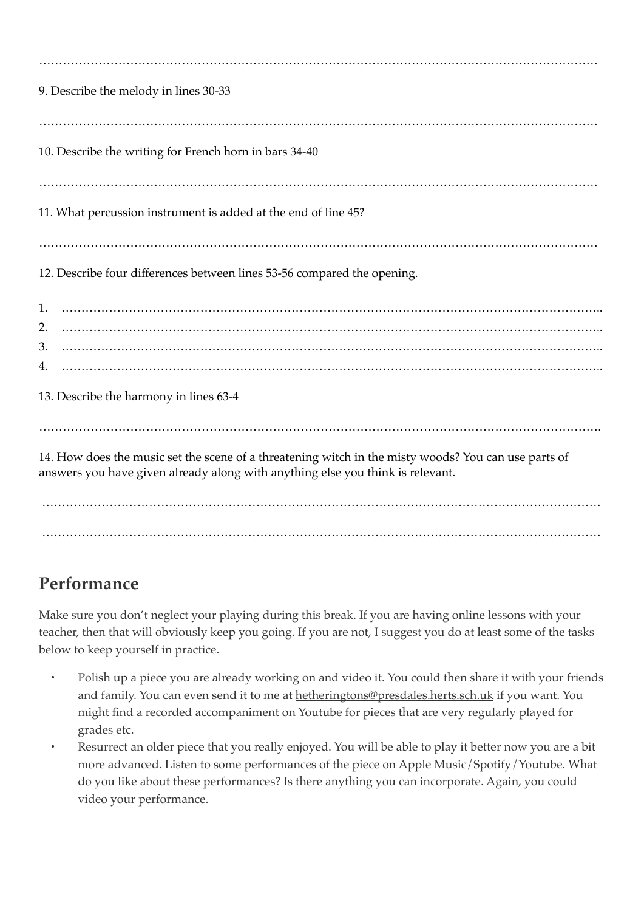……………………………………………………………………………………………………………………

9. Describe the melody in lines 30-33

……………………………………………………………………………………………………………………

10. Describe the writing for French horn in bars 34-40

……………………………………………………………………………………………………………………

11. What percussion instrument is added at the end of line 45?

……………………………………………………………………………………………………………………

12. Describe four differences between lines 53-56 compared the opening.

1. ……………………………………………………………………………………………………………..
2. ……………………………………………………………………………………………………………..
3. ……………………………………………………………………………………………………………..
4. ……………………………………………………………………………………………………………..

13. Describe the harmony in lines 63-4

……………………………………………………………………………………………………………………

14. How does the music set the scene of a threatening witch in the misty woods? You can use parts of answers you have given already along with anything else you think is relevant.

……………………………………………………………………………………………………………………

……………………………………………………………………………………………………………………

## Performance

Make sure you don't neglect your playing during this break. If you are having online lessons with your teacher, then that will obviously keep you going. If you are not, I suggest you do at least some of the tasks below to keep yourself in practice.

- Polish up a piece you are already working on and video it. You could then share it with your friends and family. You can even send it to me at hetheringtons@presdales.herts.sch.uk if you want. You might find a recorded accompaniment on Youtube for pieces that are very regularly played for grades etc.
- Resurrect an older piece that you really enjoyed. You will be able to play it better now you are a bit more advanced. Listen to some performances of the piece on Apple Music/Spotify/Youtube. What do you like about these performances? Is there anything you can incorporate. Again, you could video your performance.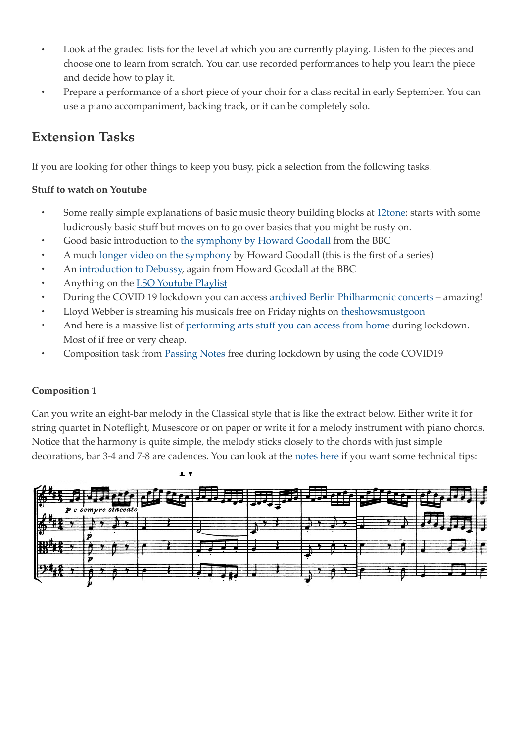- Look at the graded lists for the level at which you are currently playing. Listen to the pieces and choose one to learn from scratch. You can use recorded performances to help you learn the piece and decide how to play it.
- Prepare a performance of a short piece of your choir for a class recital in early September. You can use a piano accompaniment, backing track, or it can be completely solo.

## Extension Tasks

If you are looking for other things to keep you busy, pick a selection from the following tasks.

**Stuff to watch on Youtube**

- Some really simple explanations of basic music theory building blocks at 12tone: starts with some ludicrously basic stuff but moves on to go over basics that you might be rusty on.
- Good basic introduction to the symphony by Howard Goodall from the BBC
- A much longer video on the symphony by Howard Goodall (this is the first of a series)
- An introduction to Debussy, again from Howard Goodall at the BBC
- Anything on the LSO Youtube Playlist
- During the COVID 19 lockdown you can access archived Berlin Philharmonic concerts – amazing!
- Lloyd Webber is streaming his musicals free on Friday nights on theshowsmustgoon
- And here is a massive list of performing arts stuff you can access from home during lockdown. Most of if free or very cheap.
- Composition task from Passing Notes free during lockdown by using the code COVID19

**Composition 1**

Can you write an eight-bar melody in the Classical style that is like the extract below. Either write it for string quartet in Noteflight, Musescore or on paper or write it for a melody instrument with piano chords. Notice that the harmony is quite simple, the melody sticks closely to the chords with just simple decorations, bar 3-4 and 7-8 are cadences. You can look at the notes here if you want some technical tips: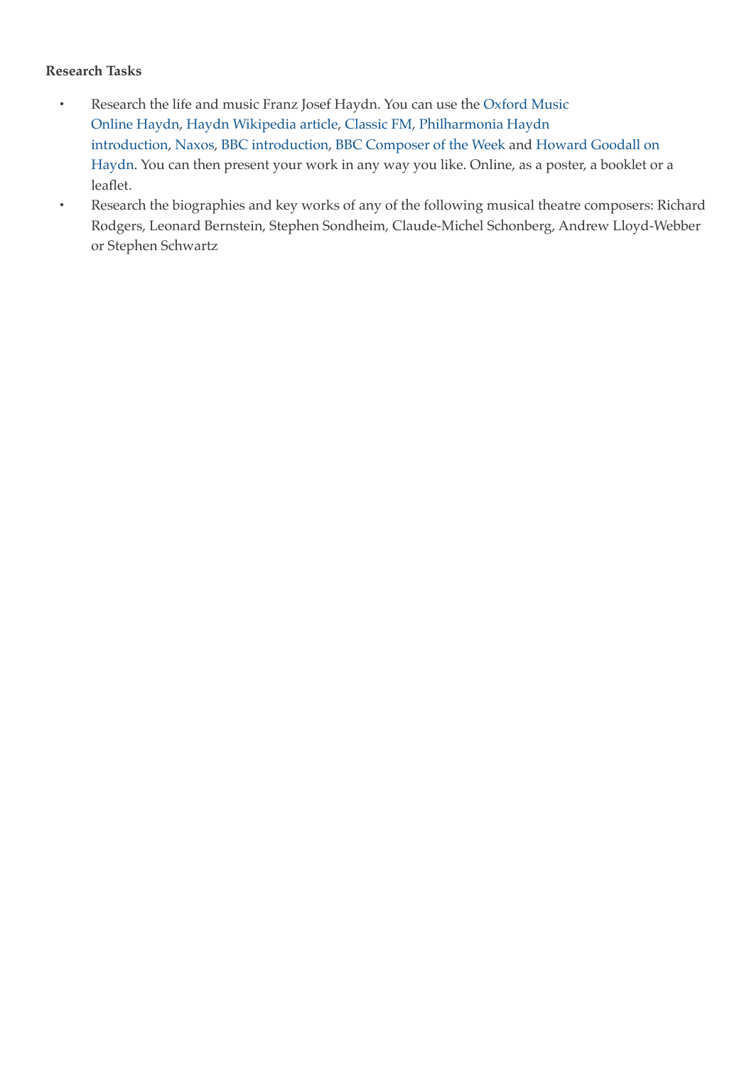**Research Tasks**

- Research the life and music Franz Josef Haydn. You can use the Oxford Music Online Haydn, Haydn Wikipedia article, Classic FM, Philharmonia Haydn introduction, Naxos, BBC introduction, BBC Composer of the Week and Howard Goodall on Haydn. You can then present your work in any way you like. Online, as a poster, a booklet or a leaflet.
- Research the biographies and key works of any of the following musical theatre composers: Richard Rodgers, Leonard Bernstein, Stephen Sondheim, Claude-Michel Schonberg, Andrew Lloyd-Webber or Stephen Schwartz